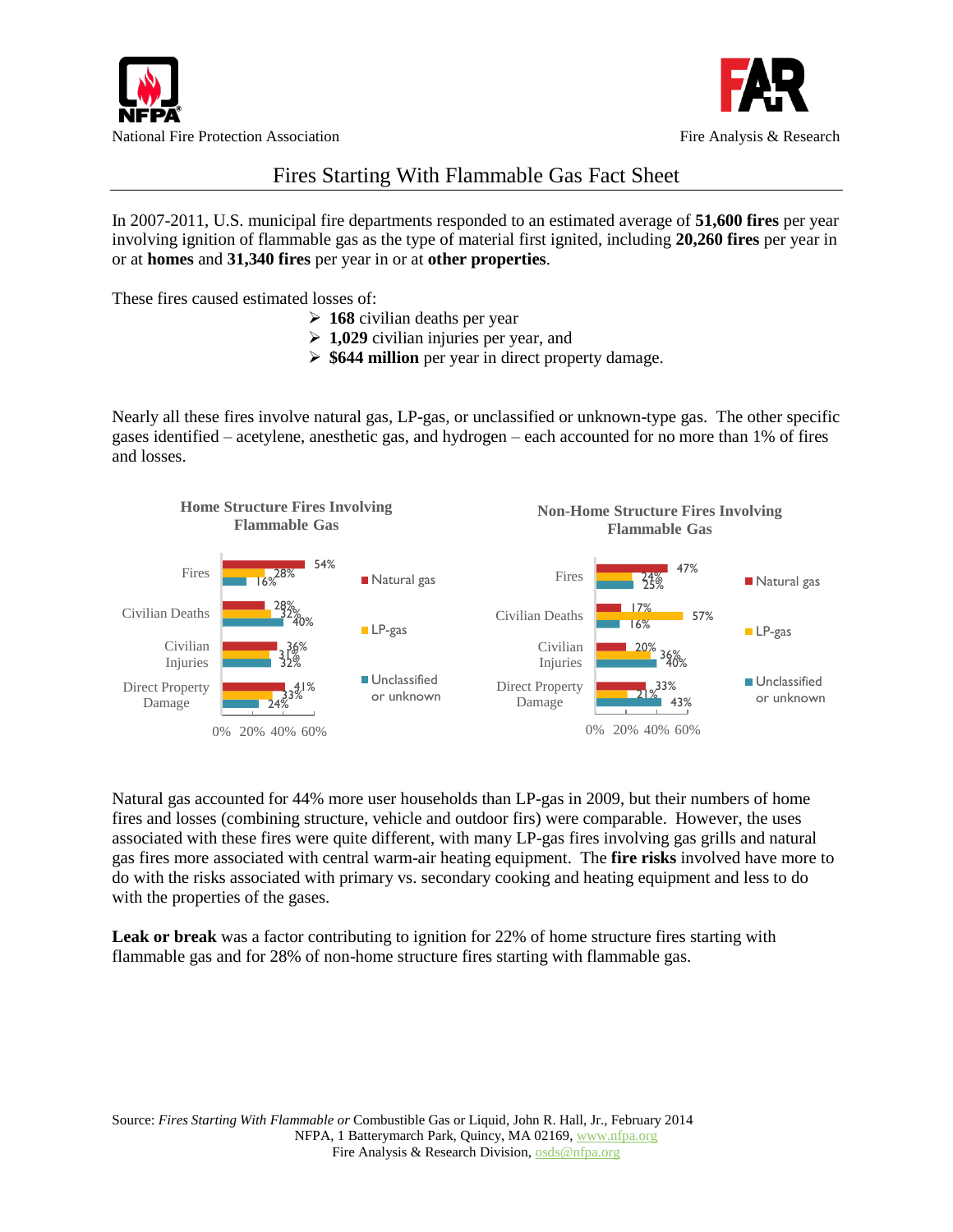National Fire Protection Association

Fire Analysis & Research

# Fires Starting With Flammable Gas Fact Sheet

In 2007-2011, U.S. municipal fire departments responded to an estimated average of **51,600 fires** per year involving ignition of flammable gas as the type of material first ignited, including **20,260 fires** per year in or at **homes** and **31,340 fires** per year in or at **other properties**.

These fires caused estimated losses of:

- **168** civilian deaths per year
- **1,029** civilian injuries per year, and
- **$644 million** per year in direct property damage.

Nearly all these fires involve natural gas, LP-gas, or unclassified or unknown-type gas. The other specific gases identified – acetylene, anesthetic gas, and hydrogen – each accounted for no more than 1% of fires and losses.

**Home Structure Fires Involving Flammable Gas**

| | Natural gas | LP-gas | Unclassified or unknown |
|---|---|---|---|
| Fires | 54% | 28% | 16% |
| Civilian Deaths | 28% | 32% | 40% |
| Civilian Injuries | 36% | 31% | 32% |
| Direct Property Damage | 41% | 33% | 24% |

**Non-Home Structure Fires Involving Flammable Gas**

| | Natural gas | LP-gas | Unclassified or unknown |
|---|---|---|---|
| Fires | 47% | 24% | 25% |
| Civilian Deaths | 17% | 57% | 16% |
| Civilian Injuries | 20% | 36% | 40% |
| Direct Property Damage | 33% | 21% | 43% |

Natural gas accounted for 44% more user households than LP-gas in 2009, but their numbers of home fires and losses (combining structure, vehicle and outdoor firs) were comparable. However, the uses associated with these fires were quite different, with many LP-gas fires involving gas grills and natural gas fires more associated with central warm-air heating equipment. The **fire risks** involved have more to do with the risks associated with primary vs. secondary cooking and heating equipment and less to do with the properties of the gases.

**Leak or break** was a factor contributing to ignition for 22% of home structure fires starting with flammable gas and for 28% of non-home structure fires starting with flammable gas.

Source: *Fires Starting With Flammable or* Combustible Gas or Liquid, John R. Hall, Jr., February 2014
NFPA, 1 Batterymarch Park, Quincy, MA 02169, www.nfpa.org
Fire Analysis & Research Division, osds@nfpa.org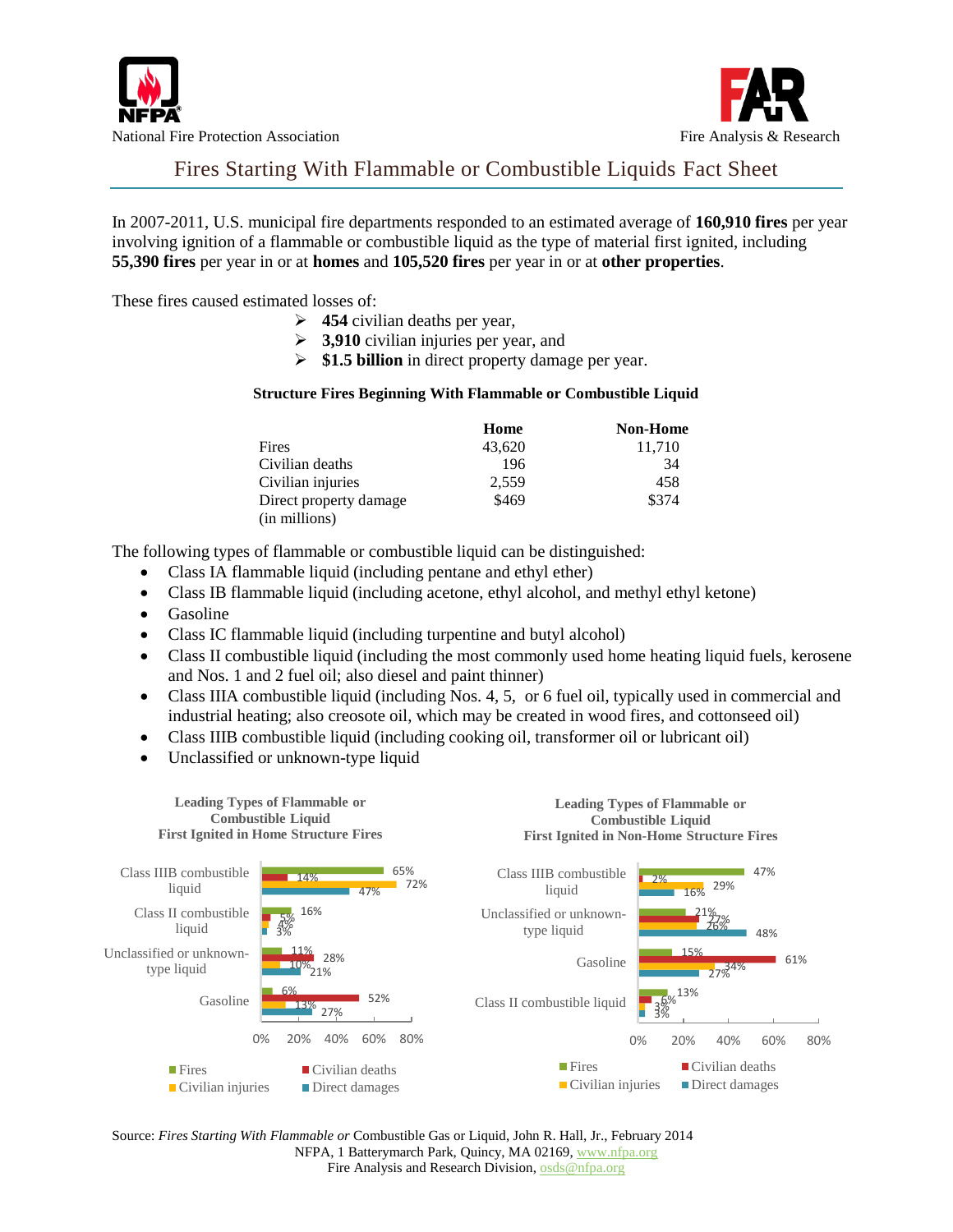National Fire Protection Association

Fire Analysis & Research

# Fires Starting With Flammable or Combustible Liquids Fact Sheet

In 2007-2011, U.S. municipal fire departments responded to an estimated average of **160,910 fires** per year involving ignition of a flammable or combustible liquid as the type of material first ignited, including **55,390 fires** per year in or at **homes** and **105,520 fires** per year in or at **other properties**.

These fires caused estimated losses of:

- **454** civilian deaths per year,
- **3,910** civilian injuries per year, and
- **$1.5 billion** in direct property damage per year.

**Structure Fires Beginning With Flammable or Combustible Liquid**

| | Home | Non-Home |
|---|---|---|
| Fires | 43,620 | 11,710 |
| Civilian deaths | 196 | 34 |
| Civilian injuries | 2,559 | 458 |
| Direct property damage (in millions) | $469 | $374 |

The following types of flammable or combustible liquid can be distinguished:

- Class IA flammable liquid (including pentane and ethyl ether)
- Class IB flammable liquid (including acetone, ethyl alcohol, and methyl ethyl ketone)
- Gasoline
- Class IC flammable liquid (including turpentine and butyl alcohol)
- Class II combustible liquid (including the most commonly used home heating liquid fuels, kerosene and Nos. 1 and 2 fuel oil; also diesel and paint thinner)
- Class IIIA combustible liquid (including Nos. 4, 5, or 6 fuel oil, typically used in commercial and industrial heating; also creosote oil, which may be created in wood fires, and cottonseed oil)
- Class IIIB combustible liquid (including cooking oil, transformer oil or lubricant oil)
- Unclassified or unknown-type liquid

**Leading Types of Flammable or Combustible Liquid First Ignited in Home Structure Fires**

Class IIIB combustible liquid: 65%, 14%, 72%, 47%
Class II combustible liquid: 16%, 5%, 4%, 3%
Unclassified or unknown-type liquid: 11%, 28%, 10%, 21%
Gasoline: 6%, 52%, 13%, 27%

0% 20% 40% 60% 80%

Fires, Civilian deaths, Civilian injuries, Direct damages

**Leading Types of Flammable or Combustible Liquid First Ignited in Non-Home Structure Fires**

Class IIIB combustible liquid: 47%, 2%, 29%, 16%
Unclassified or unknown-type liquid: 21%, 27%, 26%, 48%
Gasoline: 15%, 61%, 34%, 27%
Class II combustible liquid: 13%, 6%, 3%, 3%

0% 20% 40% 60% 80%

Fires, Civilian deaths, Civilian injuries, Direct damages

Source: *Fires Starting With Flammable or* Combustible Gas or Liquid, John R. Hall, Jr., February 2014
NFPA, 1 Batterymarch Park, Quincy, MA 02169, www.nfpa.org
Fire Analysis and Research Division, osds@nfpa.org